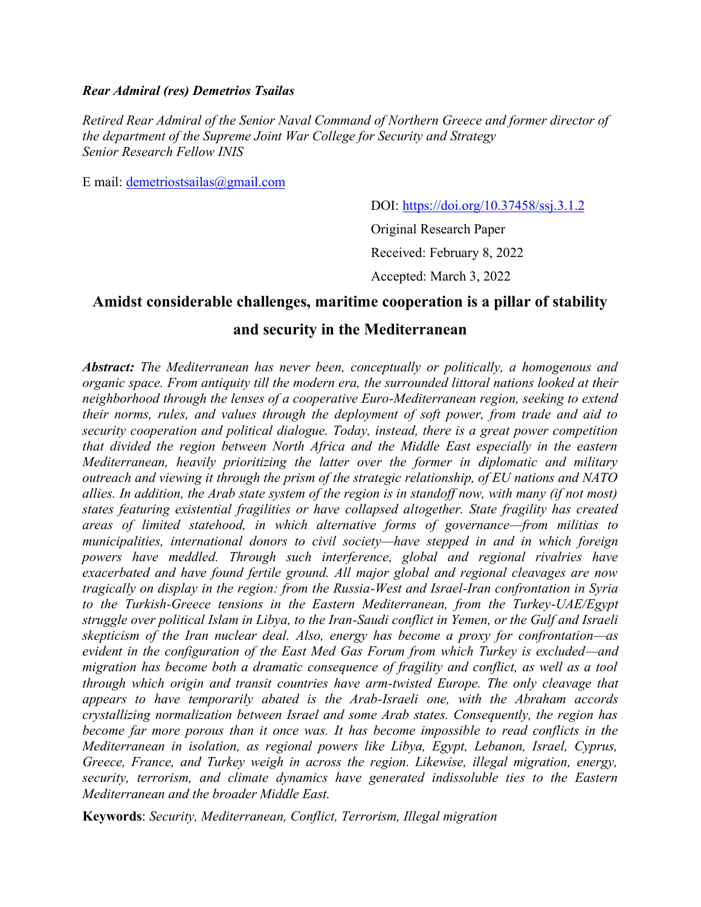***Rear Admiral (res) Demetrios Tsailas***

*Retired Rear Admiral of the Senior Naval Command of Northern Greece and former director of the department of the Supreme Joint War College for Security and Strategy*
*Senior Research Fellow INIS*

E mail: demetriostsailas@gmail.com

DOI: https://doi.org/10.37458/ssj.3.1.2

Original Research Paper

Received: February 8, 2022

Accepted: March 3, 2022

# Amidst considerable challenges, maritime cooperation is a pillar of stability and security in the Mediterranean

***Abstract:*** *The Mediterranean has never been, conceptually or politically, a homogenous and organic space. From antiquity till the modern era, the surrounded littoral nations looked at their neighborhood through the lenses of a cooperative Euro-Mediterranean region, seeking to extend their norms, rules, and values through the deployment of soft power, from trade and aid to security cooperation and political dialogue. Today, instead, there is a great power competition that divided the region between North Africa and the Middle East especially in the eastern Mediterranean, heavily prioritizing the latter over the former in diplomatic and military outreach and viewing it through the prism of the strategic relationship, of EU nations and NATO allies. In addition, the Arab state system of the region is in standoff now, with many (if not most) states featuring existential fragilities or have collapsed altogether. State fragility has created areas of limited statehood, in which alternative forms of governance—from militias to municipalities, international donors to civil society—have stepped in and in which foreign powers have meddled. Through such interference, global and regional rivalries have exacerbated and have found fertile ground. All major global and regional cleavages are now tragically on display in the region: from the Russia-West and Israel-Iran confrontation in Syria to the Turkish-Greece tensions in the Eastern Mediterranean, from the Turkey-UAE/Egypt struggle over political Islam in Libya, to the Iran-Saudi conflict in Yemen, or the Gulf and Israeli skepticism of the Iran nuclear deal. Also, energy has become a proxy for confrontation—as evident in the configuration of the East Med Gas Forum from which Turkey is excluded—and migration has become both a dramatic consequence of fragility and conflict, as well as a tool through which origin and transit countries have arm-twisted Europe. The only cleavage that appears to have temporarily abated is the Arab-Israeli one, with the Abraham accords crystallizing normalization between Israel and some Arab states. Consequently, the region has become far more porous than it once was. It has become impossible to read conflicts in the Mediterranean in isolation, as regional powers like Libya, Egypt, Lebanon, Israel, Cyprus, Greece, France, and Turkey weigh in across the region. Likewise, illegal migration, energy, security, terrorism, and climate dynamics have generated indissoluble ties to the Eastern Mediterranean and the broader Middle East.*

**Keywords**: *Security, Mediterranean, Conflict, Terrorism, Illegal migration*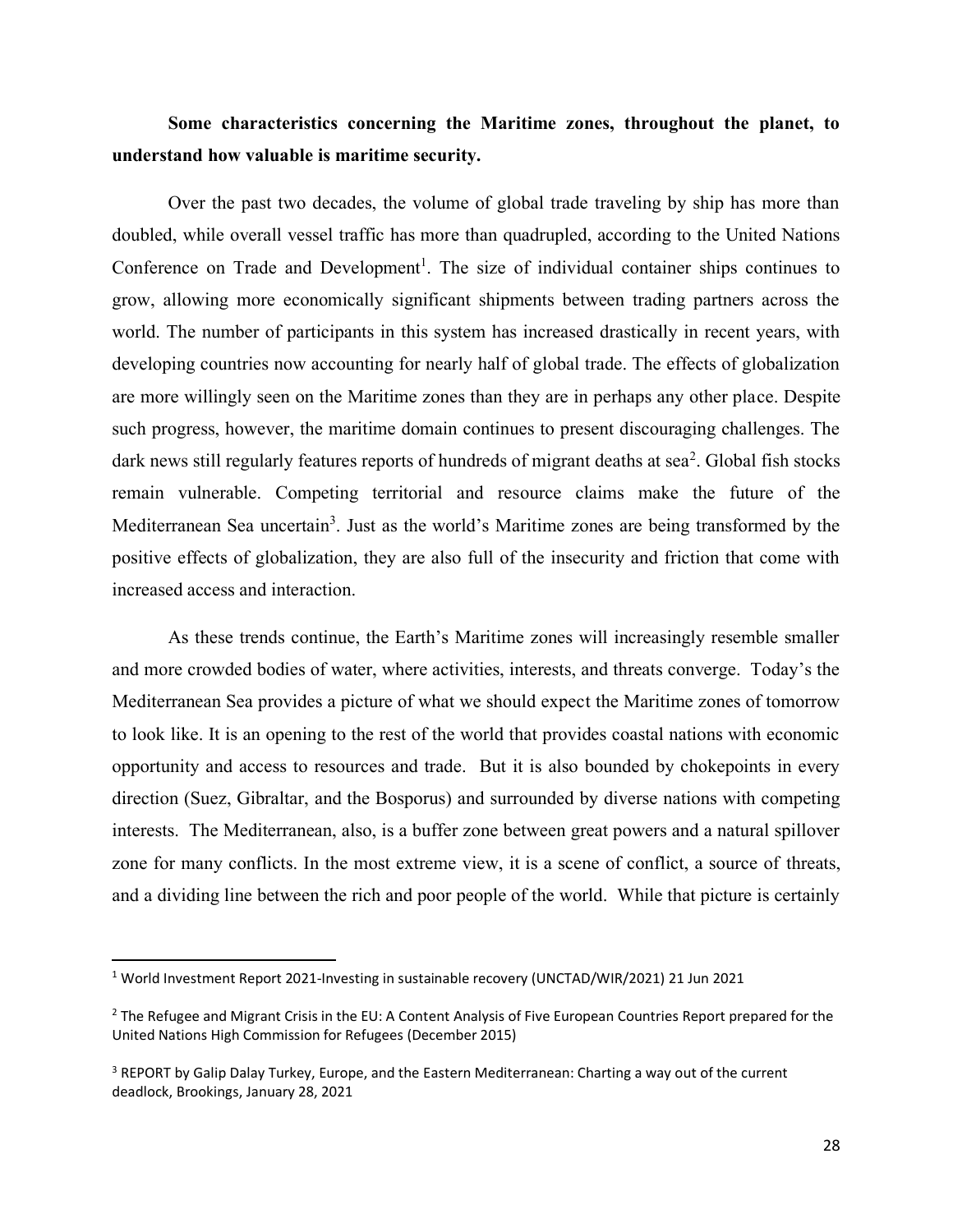**Some characteristics concerning the Maritime zones, throughout the planet, to understand how valuable is maritime security.**

Over the past two decades, the volume of global trade traveling by ship has more than doubled, while overall vessel traffic has more than quadrupled, according to the United Nations Conference on Trade and Development[1]. The size of individual container ships continues to grow, allowing more economically significant shipments between trading partners across the world. The number of participants in this system has increased drastically in recent years, with developing countries now accounting for nearly half of global trade. The effects of globalization are more willingly seen on the Maritime zones than they are in perhaps any other place. Despite such progress, however, the maritime domain continues to present discouraging challenges. The dark news still regularly features reports of hundreds of migrant deaths at sea[2]. Global fish stocks remain vulnerable. Competing territorial and resource claims make the future of the Mediterranean Sea uncertain[3]. Just as the world's Maritime zones are being transformed by the positive effects of globalization, they are also full of the insecurity and friction that come with increased access and interaction.

As these trends continue, the Earth's Maritime zones will increasingly resemble smaller and more crowded bodies of water, where activities, interests, and threats converge. Today's the Mediterranean Sea provides a picture of what we should expect the Maritime zones of tomorrow to look like. It is an opening to the rest of the world that provides coastal nations with economic opportunity and access to resources and trade. But it is also bounded by chokepoints in every direction (Suez, Gibraltar, and the Bosporus) and surrounded by diverse nations with competing interests. The Mediterranean, also, is a buffer zone between great powers and a natural spillover zone for many conflicts. In the most extreme view, it is a scene of conflict, a source of threats, and a dividing line between the rich and poor people of the world. While that picture is certainly

[1] World Investment Report 2021-Investing in sustainable recovery (UNCTAD/WIR/2021) 21 Jun 2021

[2] The Refugee and Migrant Crisis in the EU: A Content Analysis of Five European Countries Report prepared for the United Nations High Commission for Refugees (December 2015)

[3] REPORT by Galip Dalay Turkey, Europe, and the Eastern Mediterranean: Charting a way out of the current deadlock, Brookings, January 28, 2021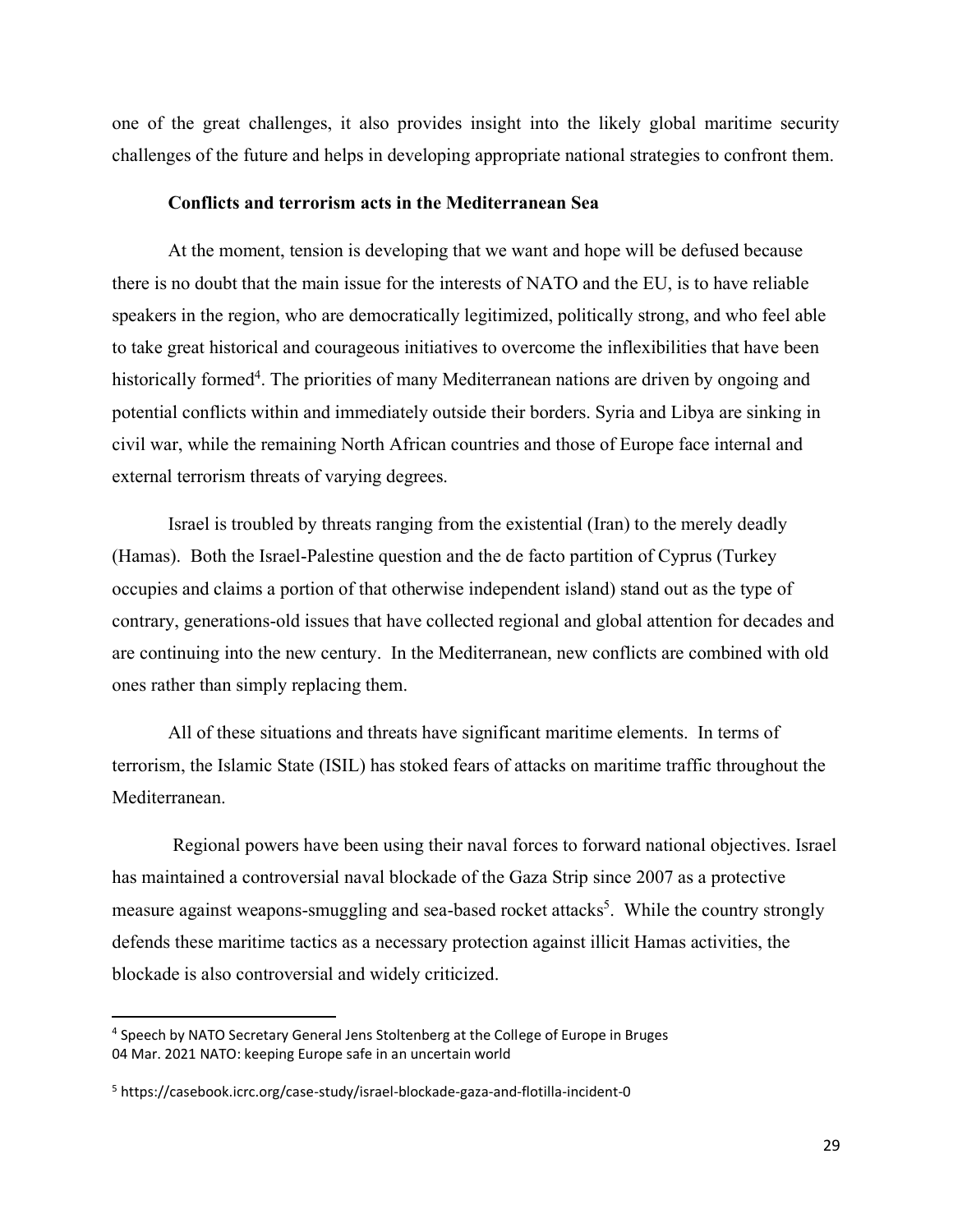one of the great challenges, it also provides insight into the likely global maritime security challenges of the future and helps in developing appropriate national strategies to confront them.

**Conflicts and terrorism acts in the Mediterranean Sea**

At the moment, tension is developing that we want and hope will be defused because there is no doubt that the main issue for the interests of NATO and the EU, is to have reliable speakers in the region, who are democratically legitimized, politically strong, and who feel able to take great historical and courageous initiatives to overcome the inflexibilities that have been historically formed[4]. The priorities of many Mediterranean nations are driven by ongoing and potential conflicts within and immediately outside their borders. Syria and Libya are sinking in civil war, while the remaining North African countries and those of Europe face internal and external terrorism threats of varying degrees.

Israel is troubled by threats ranging from the existential (Iran) to the merely deadly (Hamas). Both the Israel-Palestine question and the de facto partition of Cyprus (Turkey occupies and claims a portion of that otherwise independent island) stand out as the type of contrary, generations-old issues that have collected regional and global attention for decades and are continuing into the new century. In the Mediterranean, new conflicts are combined with old ones rather than simply replacing them.

All of these situations and threats have significant maritime elements. In terms of terrorism, the Islamic State (ISIL) has stoked fears of attacks on maritime traffic throughout the Mediterranean.

Regional powers have been using their naval forces to forward national objectives. Israel has maintained a controversial naval blockade of the Gaza Strip since 2007 as a protective measure against weapons-smuggling and sea-based rocket attacks[5]. While the country strongly defends these maritime tactics as a necessary protection against illicit Hamas activities, the blockade is also controversial and widely criticized.

---

[4] Speech by NATO Secretary General Jens Stoltenberg at the College of Europe in Bruges 04 Mar. 2021 NATO: keeping Europe safe in an uncertain world

[5] https://casebook.icrc.org/case-study/israel-blockade-gaza-and-flotilla-incident-0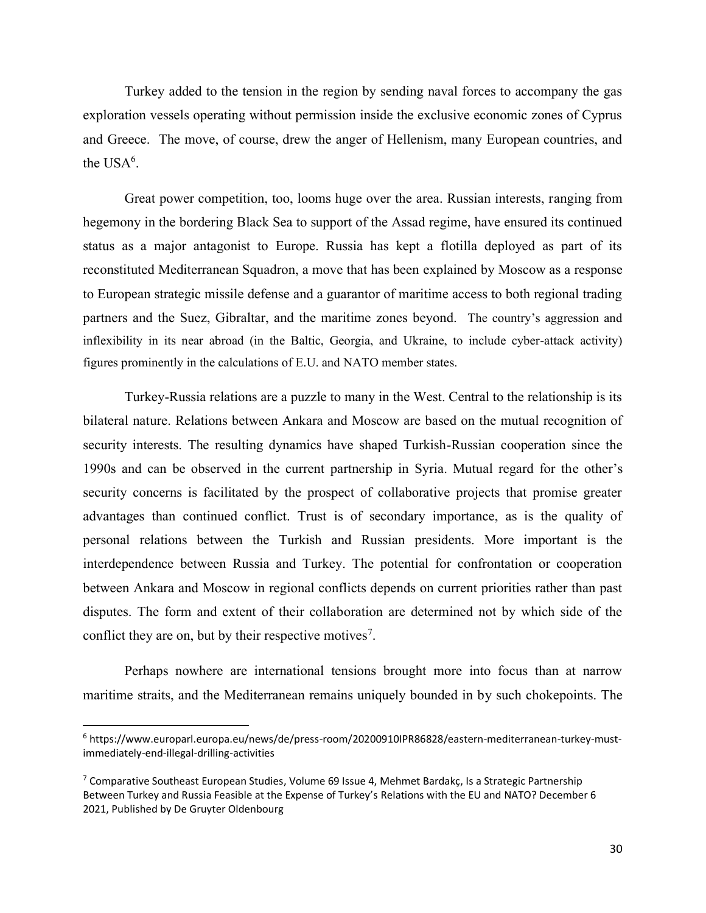Turkey added to the tension in the region by sending naval forces to accompany the gas exploration vessels operating without permission inside the exclusive economic zones of Cyprus and Greece. The move, of course, drew the anger of Hellenism, many European countries, and the USA[6].

Great power competition, too, looms huge over the area. Russian interests, ranging from hegemony in the bordering Black Sea to support of the Assad regime, have ensured its continued status as a major antagonist to Europe. Russia has kept a flotilla deployed as part of its reconstituted Mediterranean Squadron, a move that has been explained by Moscow as a response to European strategic missile defense and a guarantor of maritime access to both regional trading partners and the Suez, Gibraltar, and the maritime zones beyond. The country's aggression and inflexibility in its near abroad (in the Baltic, Georgia, and Ukraine, to include cyber-attack activity) figures prominently in the calculations of E.U. and NATO member states.

Turkey-Russia relations are a puzzle to many in the West. Central to the relationship is its bilateral nature. Relations between Ankara and Moscow are based on the mutual recognition of security interests. The resulting dynamics have shaped Turkish-Russian cooperation since the 1990s and can be observed in the current partnership in Syria. Mutual regard for the other's security concerns is facilitated by the prospect of collaborative projects that promise greater advantages than continued conflict. Trust is of secondary importance, as is the quality of personal relations between the Turkish and Russian presidents. More important is the interdependence between Russia and Turkey. The potential for confrontation or cooperation between Ankara and Moscow in regional conflicts depends on current priorities rather than past disputes. The form and extent of their collaboration are determined not by which side of the conflict they are on, but by their respective motives[7].

Perhaps nowhere are international tensions brought more into focus than at narrow maritime straits, and the Mediterranean remains uniquely bounded in by such chokepoints. The

---

[6] https://www.europarl.europa.eu/news/de/press-room/20200910IPR86828/eastern-mediterranean-turkey-must-immediately-end-illegal-drilling-activities

[7] Comparative Southeast European Studies, Volume 69 Issue 4, Mehmet Bardakç, Is a Strategic Partnership Between Turkey and Russia Feasible at the Expense of Turkey's Relations with the EU and NATO? December 6 2021, Published by De Gruyter Oldenbourg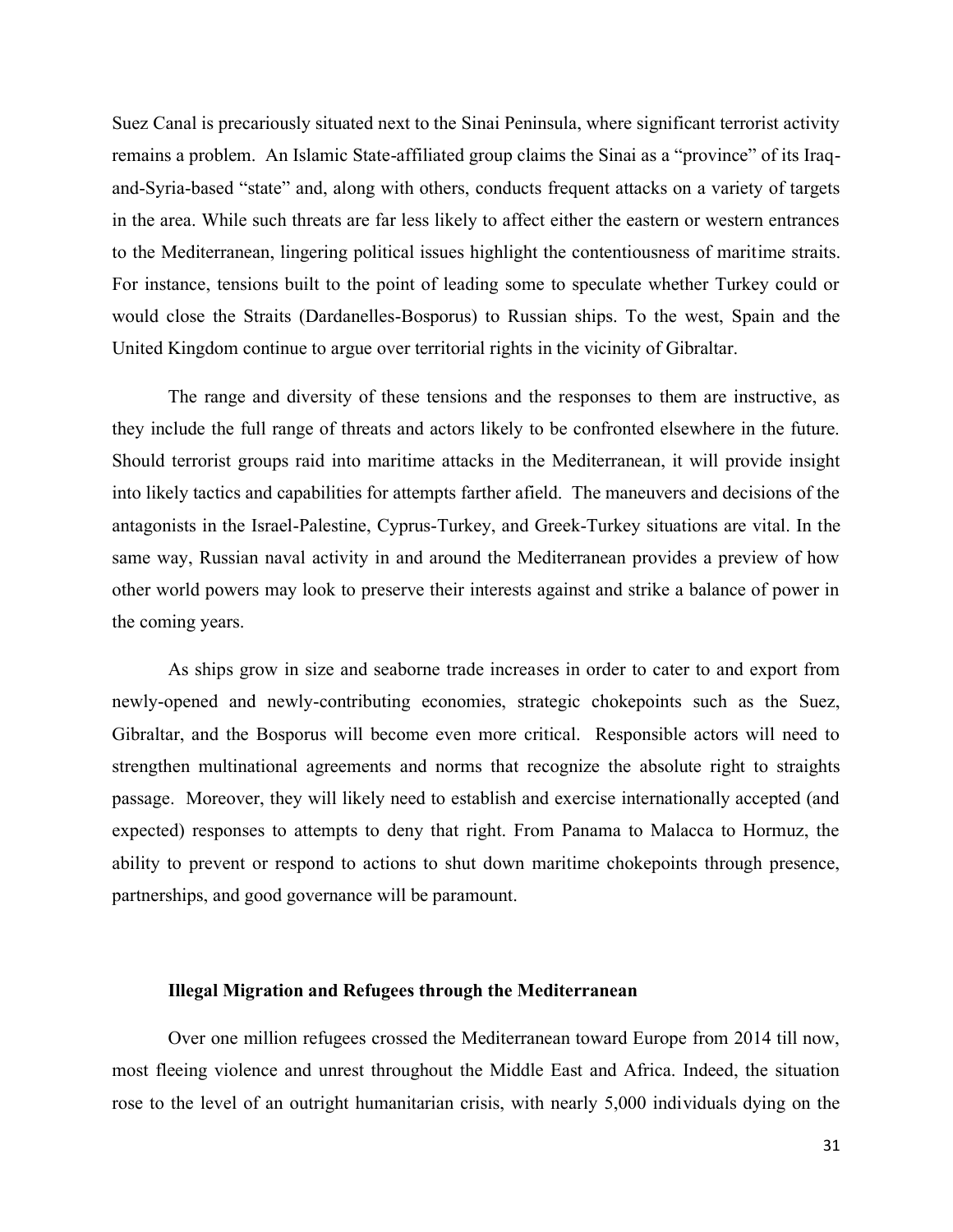Suez Canal is precariously situated next to the Sinai Peninsula, where significant terrorist activity remains a problem. An Islamic State-affiliated group claims the Sinai as a "province" of its Iraq-and-Syria-based "state" and, along with others, conducts frequent attacks on a variety of targets in the area. While such threats are far less likely to affect either the eastern or western entrances to the Mediterranean, lingering political issues highlight the contentiousness of maritime straits. For instance, tensions built to the point of leading some to speculate whether Turkey could or would close the Straits (Dardanelles-Bosporus) to Russian ships. To the west, Spain and the United Kingdom continue to argue over territorial rights in the vicinity of Gibraltar.

The range and diversity of these tensions and the responses to them are instructive, as they include the full range of threats and actors likely to be confronted elsewhere in the future. Should terrorist groups raid into maritime attacks in the Mediterranean, it will provide insight into likely tactics and capabilities for attempts farther afield. The maneuvers and decisions of the antagonists in the Israel-Palestine, Cyprus-Turkey, and Greek-Turkey situations are vital. In the same way, Russian naval activity in and around the Mediterranean provides a preview of how other world powers may look to preserve their interests against and strike a balance of power in the coming years.

As ships grow in size and seaborne trade increases in order to cater to and export from newly-opened and newly-contributing economies, strategic chokepoints such as the Suez, Gibraltar, and the Bosporus will become even more critical. Responsible actors will need to strengthen multinational agreements and norms that recognize the absolute right to straights passage. Moreover, they will likely need to establish and exercise internationally accepted (and expected) responses to attempts to deny that right. From Panama to Malacca to Hormuz, the ability to prevent or respond to actions to shut down maritime chokepoints through presence, partnerships, and good governance will be paramount.

### Illegal Migration and Refugees through the Mediterranean

Over one million refugees crossed the Mediterranean toward Europe from 2014 till now, most fleeing violence and unrest throughout the Middle East and Africa. Indeed, the situation rose to the level of an outright humanitarian crisis, with nearly 5,000 individuals dying on the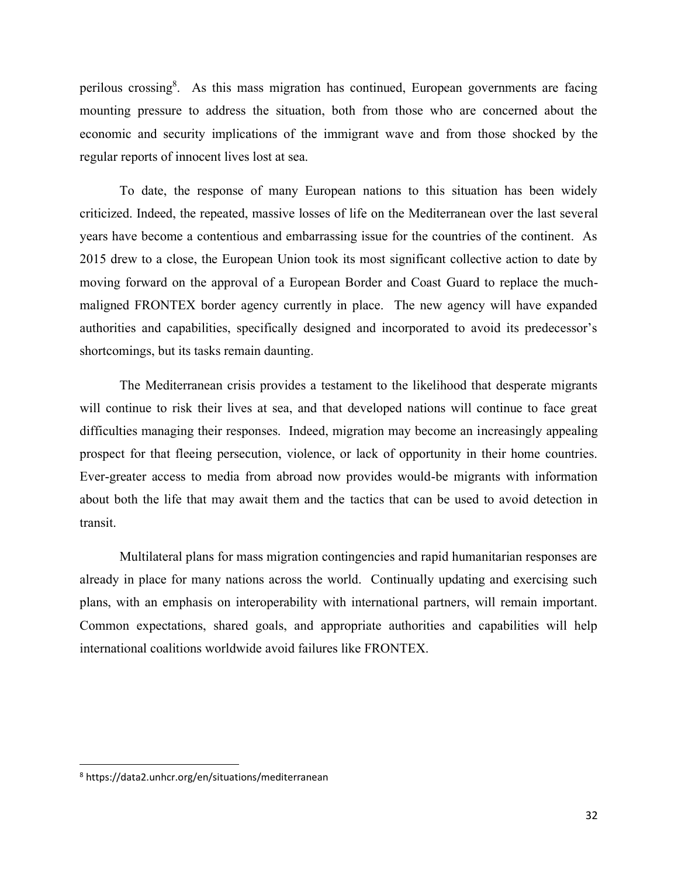perilous crossing[8]. As this mass migration has continued, European governments are facing mounting pressure to address the situation, both from those who are concerned about the economic and security implications of the immigrant wave and from those shocked by the regular reports of innocent lives lost at sea.

To date, the response of many European nations to this situation has been widely criticized. Indeed, the repeated, massive losses of life on the Mediterranean over the last several years have become a contentious and embarrassing issue for the countries of the continent. As 2015 drew to a close, the European Union took its most significant collective action to date by moving forward on the approval of a European Border and Coast Guard to replace the much-maligned FRONTEX border agency currently in place. The new agency will have expanded authorities and capabilities, specifically designed and incorporated to avoid its predecessor's shortcomings, but its tasks remain daunting.

The Mediterranean crisis provides a testament to the likelihood that desperate migrants will continue to risk their lives at sea, and that developed nations will continue to face great difficulties managing their responses. Indeed, migration may become an increasingly appealing prospect for that fleeing persecution, violence, or lack of opportunity in their home countries. Ever-greater access to media from abroad now provides would-be migrants with information about both the life that may await them and the tactics that can be used to avoid detection in transit.

Multilateral plans for mass migration contingencies and rapid humanitarian responses are already in place for many nations across the world. Continually updating and exercising such plans, with an emphasis on interoperability with international partners, will remain important. Common expectations, shared goals, and appropriate authorities and capabilities will help international coalitions worldwide avoid failures like FRONTEX.

---

[8] https://data2.unhcr.org/en/situations/mediterranean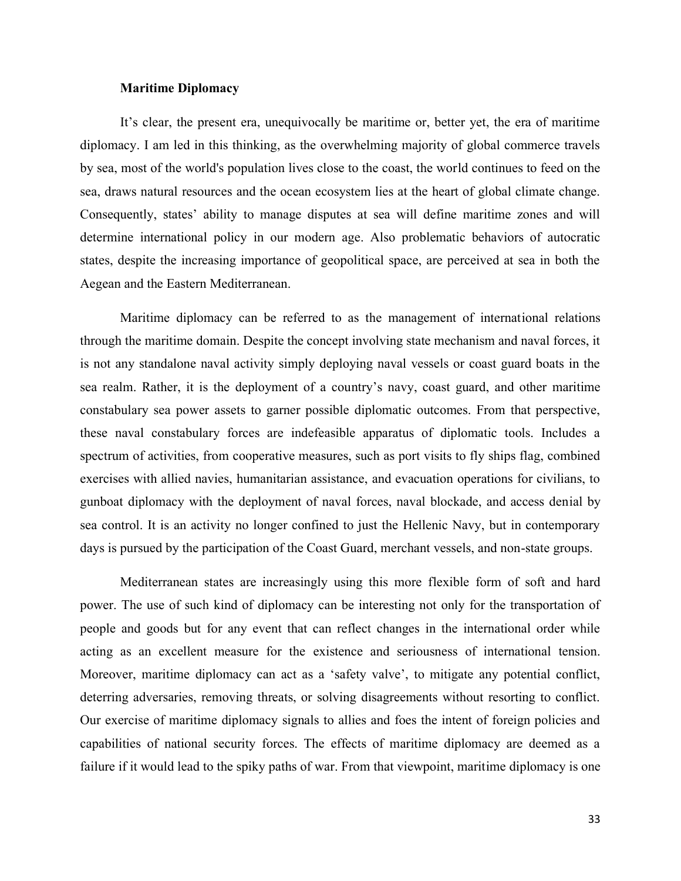**Maritime Diplomacy**

It's clear, the present era, unequivocally be maritime or, better yet, the era of maritime diplomacy. I am led in this thinking, as the overwhelming majority of global commerce travels by sea, most of the world's population lives close to the coast, the world continues to feed on the sea, draws natural resources and the ocean ecosystem lies at the heart of global climate change. Consequently, states' ability to manage disputes at sea will define maritime zones and will determine international policy in our modern age. Also problematic behaviors of autocratic states, despite the increasing importance of geopolitical space, are perceived at sea in both the Aegean and the Eastern Mediterranean.

Maritime diplomacy can be referred to as the management of international relations through the maritime domain. Despite the concept involving state mechanism and naval forces, it is not any standalone naval activity simply deploying naval vessels or coast guard boats in the sea realm. Rather, it is the deployment of a country's navy, coast guard, and other maritime constabulary sea power assets to garner possible diplomatic outcomes. From that perspective, these naval constabulary forces are indefeasible apparatus of diplomatic tools. Includes a spectrum of activities, from cooperative measures, such as port visits to fly ships flag, combined exercises with allied navies, humanitarian assistance, and evacuation operations for civilians, to gunboat diplomacy with the deployment of naval forces, naval blockade, and access denial by sea control. It is an activity no longer confined to just the Hellenic Navy, but in contemporary days is pursued by the participation of the Coast Guard, merchant vessels, and non-state groups.

Mediterranean states are increasingly using this more flexible form of soft and hard power. The use of such kind of diplomacy can be interesting not only for the transportation of people and goods but for any event that can reflect changes in the international order while acting as an excellent measure for the existence and seriousness of international tension. Moreover, maritime diplomacy can act as a 'safety valve', to mitigate any potential conflict, deterring adversaries, removing threats, or solving disagreements without resorting to conflict. Our exercise of maritime diplomacy signals to allies and foes the intent of foreign policies and capabilities of national security forces. The effects of maritime diplomacy are deemed as a failure if it would lead to the spiky paths of war. From that viewpoint, maritime diplomacy is one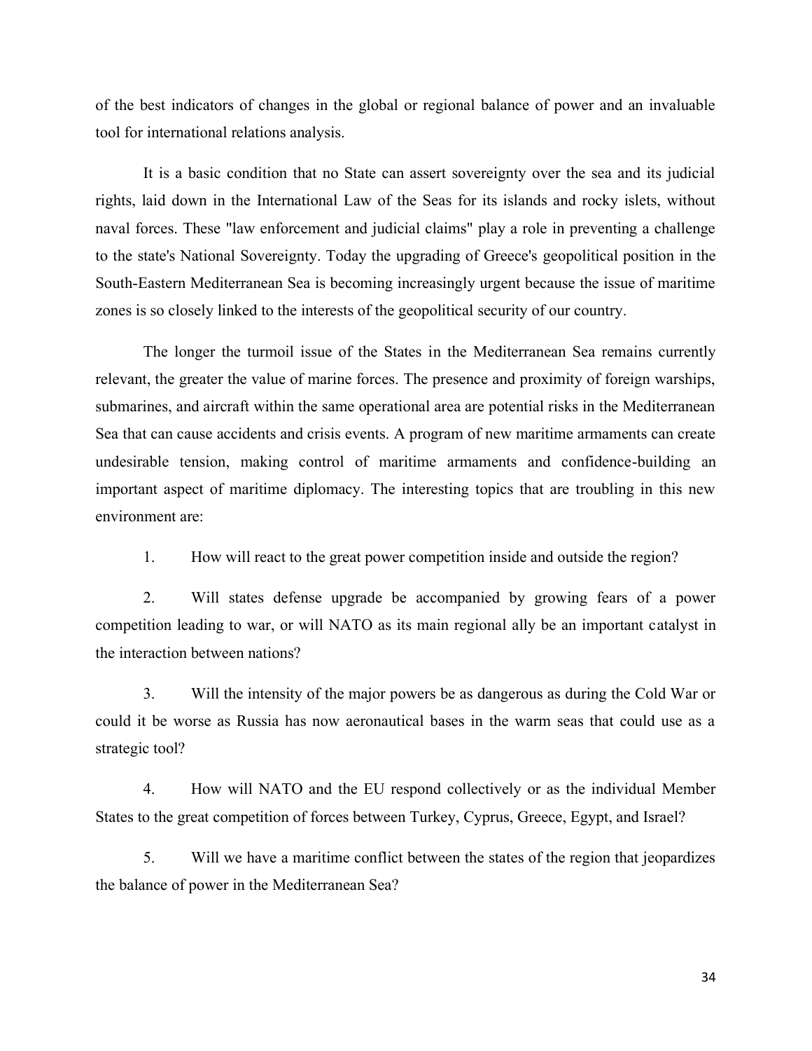of the best indicators of changes in the global or regional balance of power and an invaluable tool for international relations analysis.

It is a basic condition that no State can assert sovereignty over the sea and its judicial rights, laid down in the International Law of the Seas for its islands and rocky islets, without naval forces. These "law enforcement and judicial claims" play a role in preventing a challenge to the state's National Sovereignty. Today the upgrading of Greece's geopolitical position in the South-Eastern Mediterranean Sea is becoming increasingly urgent because the issue of maritime zones is so closely linked to the interests of the geopolitical security of our country.

The longer the turmoil issue of the States in the Mediterranean Sea remains currently relevant, the greater the value of marine forces. The presence and proximity of foreign warships, submarines, and aircraft within the same operational area are potential risks in the Mediterranean Sea that can cause accidents and crisis events. A program of new maritime armaments can create undesirable tension, making control of maritime armaments and confidence-building an important aspect of maritime diplomacy. The interesting topics that are troubling in this new environment are:

1. How will react to the great power competition inside and outside the region?

2. Will states defense upgrade be accompanied by growing fears of a power competition leading to war, or will NATO as its main regional ally be an important catalyst in the interaction between nations?

3. Will the intensity of the major powers be as dangerous as during the Cold War or could it be worse as Russia has now aeronautical bases in the warm seas that could use as a strategic tool?

4. How will NATO and the EU respond collectively or as the individual Member States to the great competition of forces between Turkey, Cyprus, Greece, Egypt, and Israel?

5. Will we have a maritime conflict between the states of the region that jeopardizes the balance of power in the Mediterranean Sea?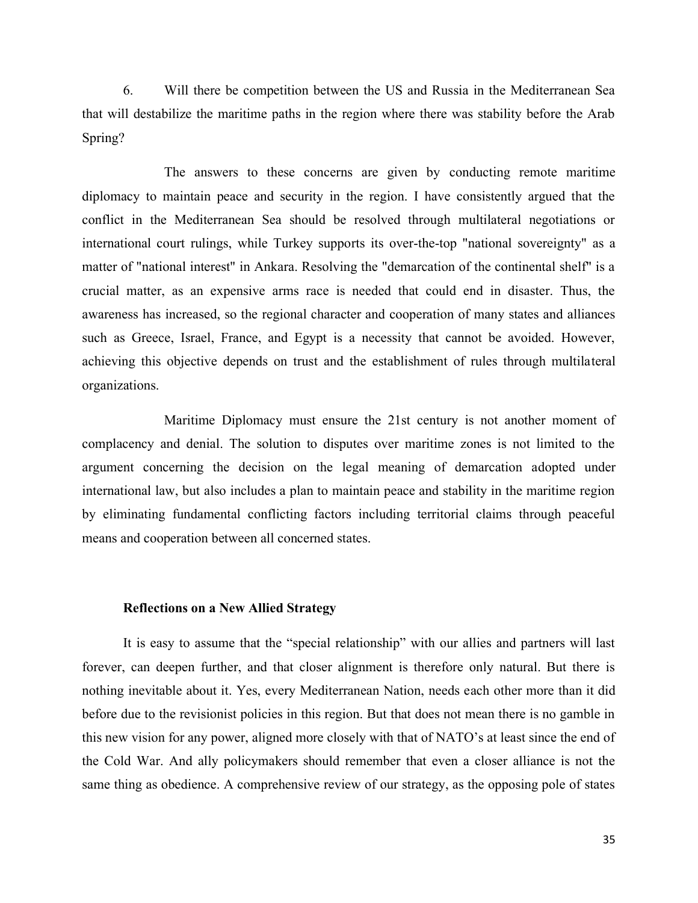6. Will there be competition between the US and Russia in the Mediterranean Sea that will destabilize the maritime paths in the region where there was stability before the Arab Spring?

The answers to these concerns are given by conducting remote maritime diplomacy to maintain peace and security in the region. I have consistently argued that the conflict in the Mediterranean Sea should be resolved through multilateral negotiations or international court rulings, while Turkey supports its over-the-top "national sovereignty" as a matter of "national interest" in Ankara. Resolving the "demarcation of the continental shelf" is a crucial matter, as an expensive arms race is needed that could end in disaster. Thus, the awareness has increased, so the regional character and cooperation of many states and alliances such as Greece, Israel, France, and Egypt is a necessity that cannot be avoided. However, achieving this objective depends on trust and the establishment of rules through multilateral organizations.

Maritime Diplomacy must ensure the 21st century is not another moment of complacency and denial. The solution to disputes over maritime zones is not limited to the argument concerning the decision on the legal meaning of demarcation adopted under international law, but also includes a plan to maintain peace and stability in the maritime region by eliminating fundamental conflicting factors including territorial claims through peaceful means and cooperation between all concerned states.

**Reflections on a New Allied Strategy**

It is easy to assume that the "special relationship" with our allies and partners will last forever, can deepen further, and that closer alignment is therefore only natural. But there is nothing inevitable about it. Yes, every Mediterranean Nation, needs each other more than it did before due to the revisionist policies in this region. But that does not mean there is no gamble in this new vision for any power, aligned more closely with that of NATO's at least since the end of the Cold War. And ally policymakers should remember that even a closer alliance is not the same thing as obedience. A comprehensive review of our strategy, as the opposing pole of states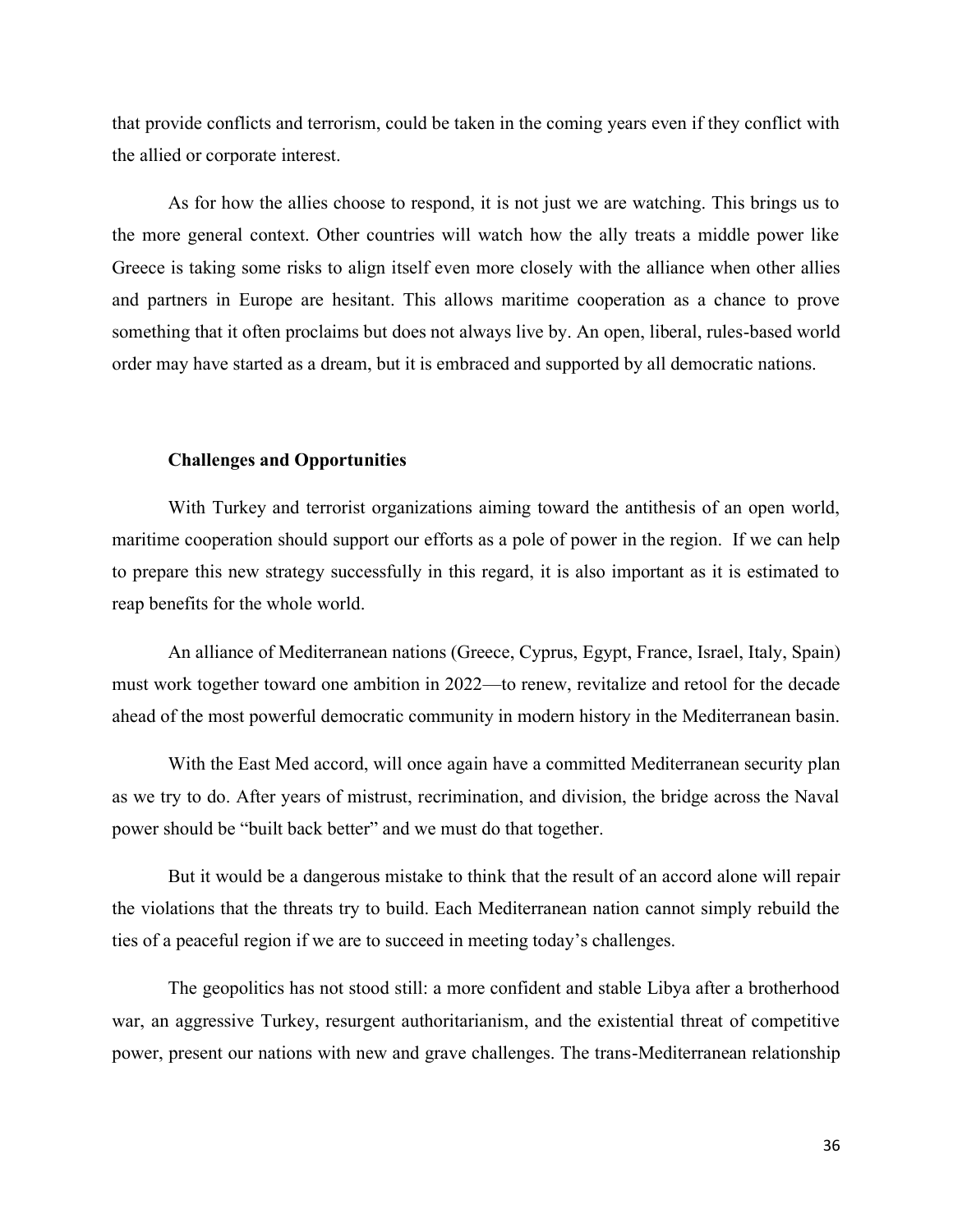that provide conflicts and terrorism, could be taken in the coming years even if they conflict with the allied or corporate interest.

As for how the allies choose to respond, it is not just we are watching. This brings us to the more general context. Other countries will watch how the ally treats a middle power like Greece is taking some risks to align itself even more closely with the alliance when other allies and partners in Europe are hesitant. This allows maritime cooperation as a chance to prove something that it often proclaims but does not always live by. An open, liberal, rules-based world order may have started as a dream, but it is embraced and supported by all democratic nations.

### Challenges and Opportunities

With Turkey and terrorist organizations aiming toward the antithesis of an open world, maritime cooperation should support our efforts as a pole of power in the region. If we can help to prepare this new strategy successfully in this regard, it is also important as it is estimated to reap benefits for the whole world.

An alliance of Mediterranean nations (Greece, Cyprus, Egypt, France, Israel, Italy, Spain) must work together toward one ambition in 2022—to renew, revitalize and retool for the decade ahead of the most powerful democratic community in modern history in the Mediterranean basin.

With the East Med accord, will once again have a committed Mediterranean security plan as we try to do. After years of mistrust, recrimination, and division, the bridge across the Naval power should be "built back better" and we must do that together.

But it would be a dangerous mistake to think that the result of an accord alone will repair the violations that the threats try to build. Each Mediterranean nation cannot simply rebuild the ties of a peaceful region if we are to succeed in meeting today's challenges.

The geopolitics has not stood still: a more confident and stable Libya after a brotherhood war, an aggressive Turkey, resurgent authoritarianism, and the existential threat of competitive power, present our nations with new and grave challenges. The trans-Mediterranean relationship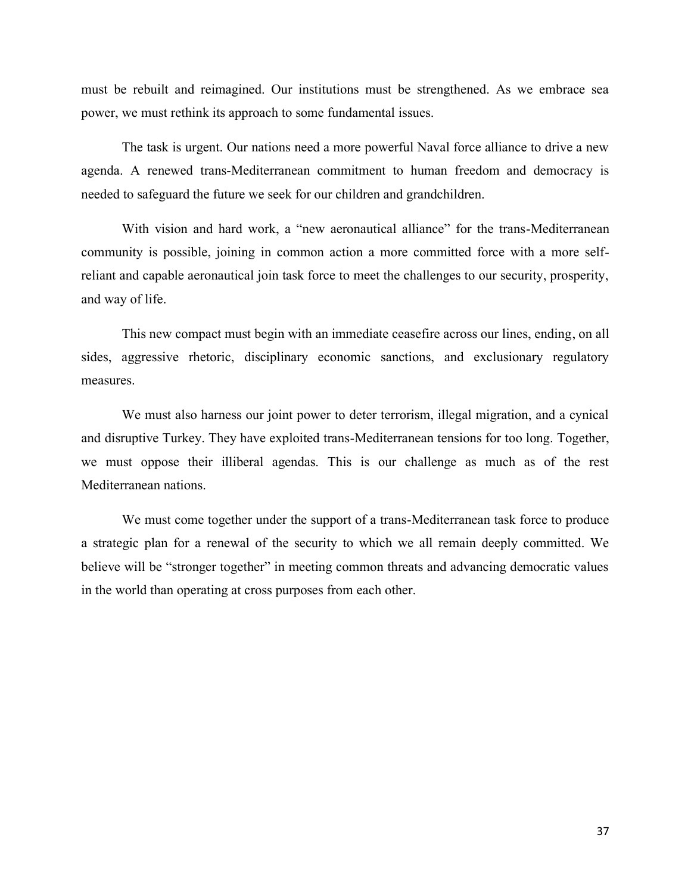must be rebuilt and reimagined. Our institutions must be strengthened. As we embrace sea power, we must rethink its approach to some fundamental issues.

The task is urgent. Our nations need a more powerful Naval force alliance to drive a new agenda. A renewed trans-Mediterranean commitment to human freedom and democracy is needed to safeguard the future we seek for our children and grandchildren.

With vision and hard work, a "new aeronautical alliance" for the trans-Mediterranean community is possible, joining in common action a more committed force with a more self-reliant and capable aeronautical join task force to meet the challenges to our security, prosperity, and way of life.

This new compact must begin with an immediate ceasefire across our lines, ending, on all sides, aggressive rhetoric, disciplinary economic sanctions, and exclusionary regulatory measures.

We must also harness our joint power to deter terrorism, illegal migration, and a cynical and disruptive Turkey. They have exploited trans-Mediterranean tensions for too long. Together, we must oppose their illiberal agendas. This is our challenge as much as of the rest Mediterranean nations.

We must come together under the support of a trans-Mediterranean task force to produce a strategic plan for a renewal of the security to which we all remain deeply committed. We believe will be "stronger together" in meeting common threats and advancing democratic values in the world than operating at cross purposes from each other.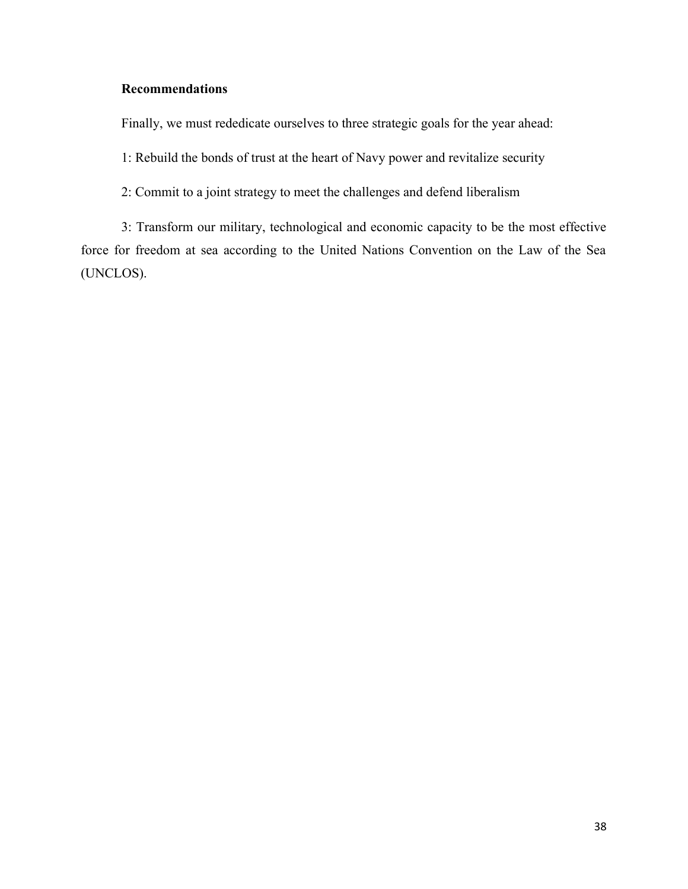**Recommendations**

Finally, we must rededicate ourselves to three strategic goals for the year ahead:

1: Rebuild the bonds of trust at the heart of Navy power and revitalize security

2: Commit to a joint strategy to meet the challenges and defend liberalism

3: Transform our military, technological and economic capacity to be the most effective force for freedom at sea according to the United Nations Convention on the Law of the Sea (UNCLOS).